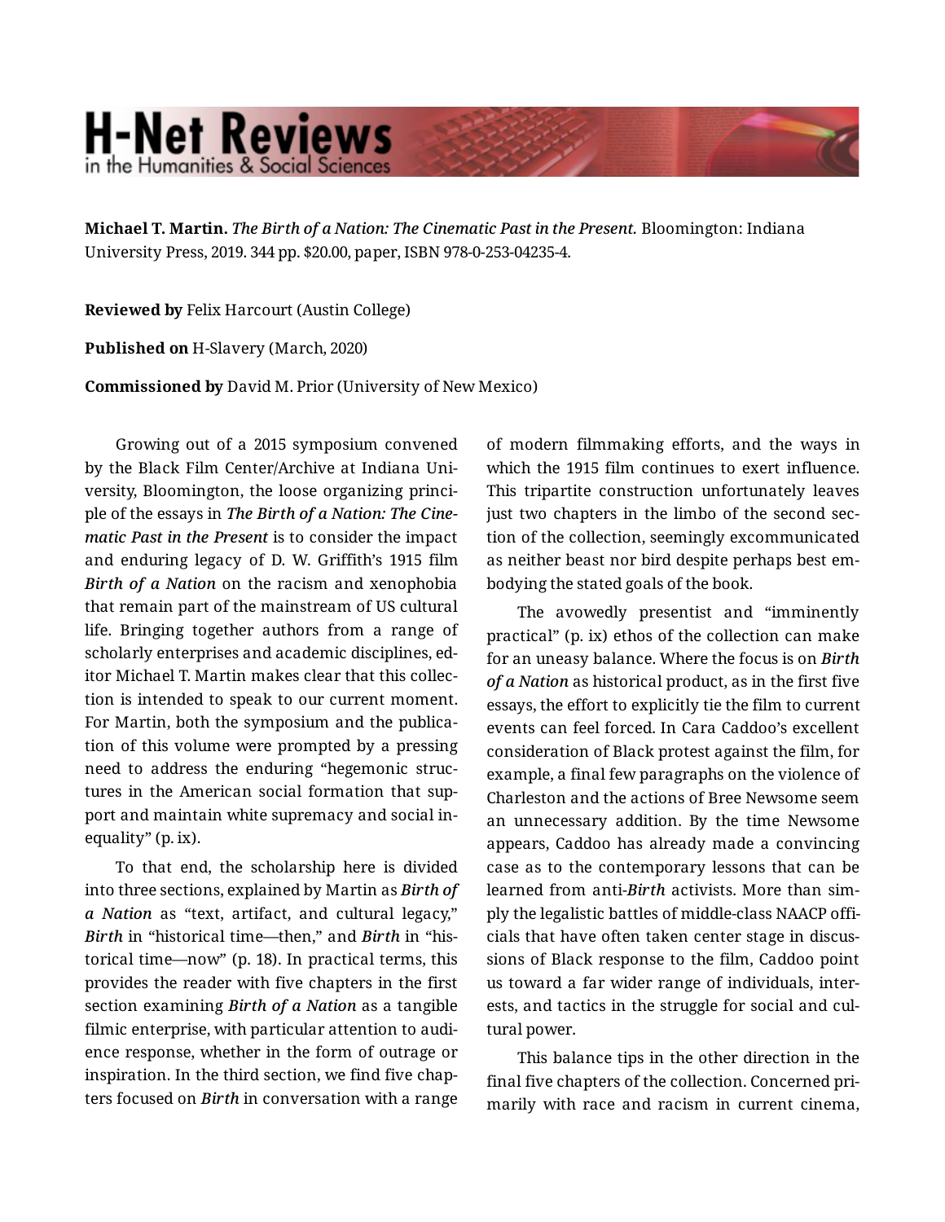**Michael T. Martin.** *The Birth of a Nation: The Cinematic Past in the Present.* Bloomington: Indiana University Press, 2019. 344 pp. $20.00, paper, ISBN 978-0-253-04235-4.

**Reviewed by** Felix Harcourt (Austin College)

**Published on** H-Slavery (March, 2020)

**Commissioned by** David M. Prior (University of New Mexico)

Growing out of a 2015 symposium convened by the Black Film Center/Archive at Indiana University, Bloomington, the loose organizing principle of the essays in ***The Birth of a Nation: The Cinematic Past in the Present*** is to consider the impact and enduring legacy of D. W. Griffith's 1915 film ***Birth of a Nation*** on the racism and xenophobia that remain part of the mainstream of US cultural life. Bringing together authors from a range of scholarly enterprises and academic disciplines, editor Michael T. Martin makes clear that this collection is intended to speak to our current moment. For Martin, both the symposium and the publication of this volume were prompted by a pressing need to address the enduring "hegemonic structures in the American social formation that support and maintain white supremacy and social inequality" (p. ix).

To that end, the scholarship here is divided into three sections, explained by Martin as ***Birth of a Nation*** as "text, artifact, and cultural legacy," ***Birth*** in "historical time—then," and ***Birth*** in "historical time—now" (p. 18). In practical terms, this provides the reader with five chapters in the first section examining ***Birth of a Nation*** as a tangible filmic enterprise, with particular attention to audience response, whether in the form of outrage or inspiration. In the third section, we find five chapters focused on ***Birth*** in conversation with a range of modern filmmaking efforts, and the ways in which the 1915 film continues to exert influence. This tripartite construction unfortunately leaves just two chapters in the limbo of the second section of the collection, seemingly excommunicated as neither beast nor bird despite perhaps best embodying the stated goals of the book.

The avowedly presentist and "imminently practical" (p. ix) ethos of the collection can make for an uneasy balance. Where the focus is on ***Birth of a Nation*** as historical product, as in the first five essays, the effort to explicitly tie the film to current events can feel forced. In Cara Caddoo's excellent consideration of Black protest against the film, for example, a final few paragraphs on the violence of Charleston and the actions of Bree Newsome seem an unnecessary addition. By the time Newsome appears, Caddoo has already made a convincing case as to the contemporary lessons that can be learned from anti-***Birth*** activists. More than simply the legalistic battles of middle-class NAACP officials that have often taken center stage in discussions of Black response to the film, Caddoo point us toward a far wider range of individuals, interests, and tactics in the struggle for social and cultural power.

This balance tips in the other direction in the final five chapters of the collection. Concerned primarily with race and racism in current cinema,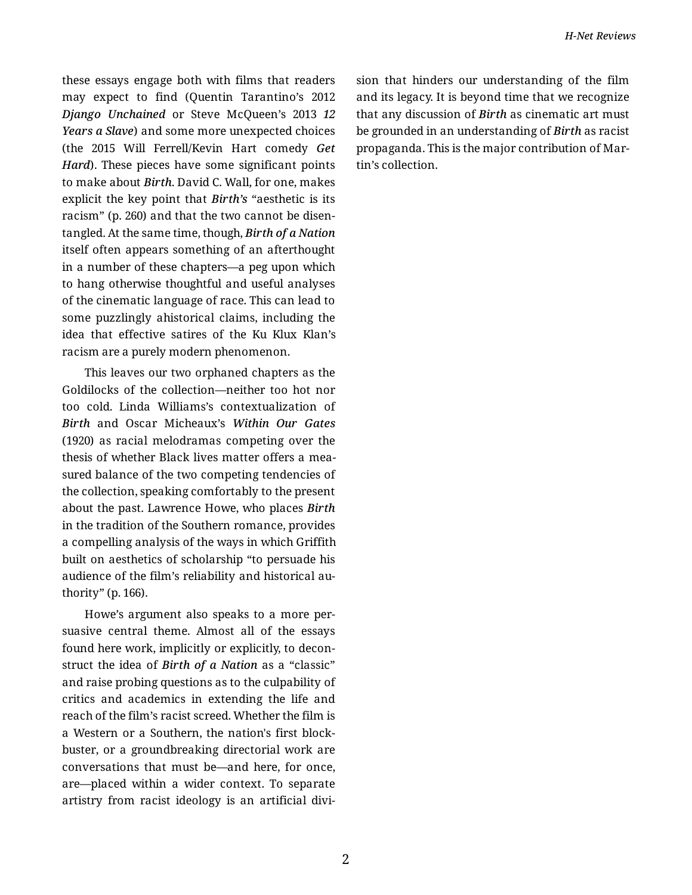these essays engage both with films that readers may expect to find (Quentin Tarantino's 2012 *Django Unchained* or Steve McQueen's 2013 *12 Years a Slave*) and some more unexpected choices (the 2015 Will Ferrell/Kevin Hart comedy *Get Hard*). These pieces have some significant points to make about *Birth*. David C. Wall, for one, makes explicit the key point that *Birth's* "aesthetic is its racism" (p. 260) and that the two cannot be disentangled. At the same time, though, *Birth of a Nation* itself often appears something of an afterthought in a number of these chapters—a peg upon which to hang otherwise thoughtful and useful analyses of the cinematic language of race. This can lead to some puzzlingly ahistorical claims, including the idea that effective satires of the Ku Klux Klan's racism are a purely modern phenomenon.

This leaves our two orphaned chapters as the Goldilocks of the collection—neither too hot nor too cold. Linda Williams's contextualization of *Birth* and Oscar Micheaux's *Within Our Gates* (1920) as racial melodramas competing over the thesis of whether Black lives matter offers a measured balance of the two competing tendencies of the collection, speaking comfortably to the present about the past. Lawrence Howe, who places *Birth* in the tradition of the Southern romance, provides a compelling analysis of the ways in which Griffith built on aesthetics of scholarship "to persuade his audience of the film's reliability and historical authority" (p. 166).

Howe's argument also speaks to a more persuasive central theme. Almost all of the essays found here work, implicitly or explicitly, to deconstruct the idea of *Birth of a Nation* as a "classic" and raise probing questions as to the culpability of critics and academics in extending the life and reach of the film's racist screed. Whether the film is a Western or a Southern, the nation's first blockbuster, or a groundbreaking directorial work are conversations that must be—and here, for once, are—placed within a wider context. To separate artistry from racist ideology is an artificial division that hinders our understanding of the film and its legacy. It is beyond time that we recognize that any discussion of *Birth* as cinematic art must be grounded in an understanding of *Birth* as racist propaganda. This is the major contribution of Martin's collection.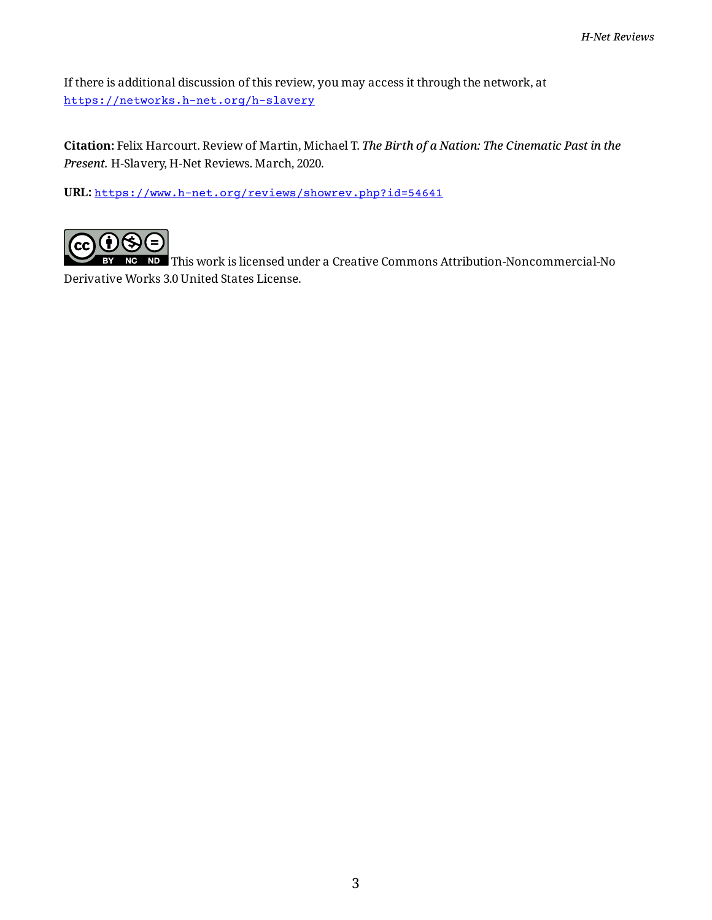If there is additional discussion of this review, you may access it through the network, at https://networks.h-net.org/h-slavery

**Citation:** Felix Harcourt. Review of Martin, Michael T. ***The Birth of a Nation: The Cinematic Past in the Present.*** H-Slavery, H-Net Reviews. March, 2020.

**URL:** https://www.h-net.org/reviews/showrev.php?id=54641

This work is licensed under a Creative Commons Attribution-Noncommercial-No Derivative Works 3.0 United States License.